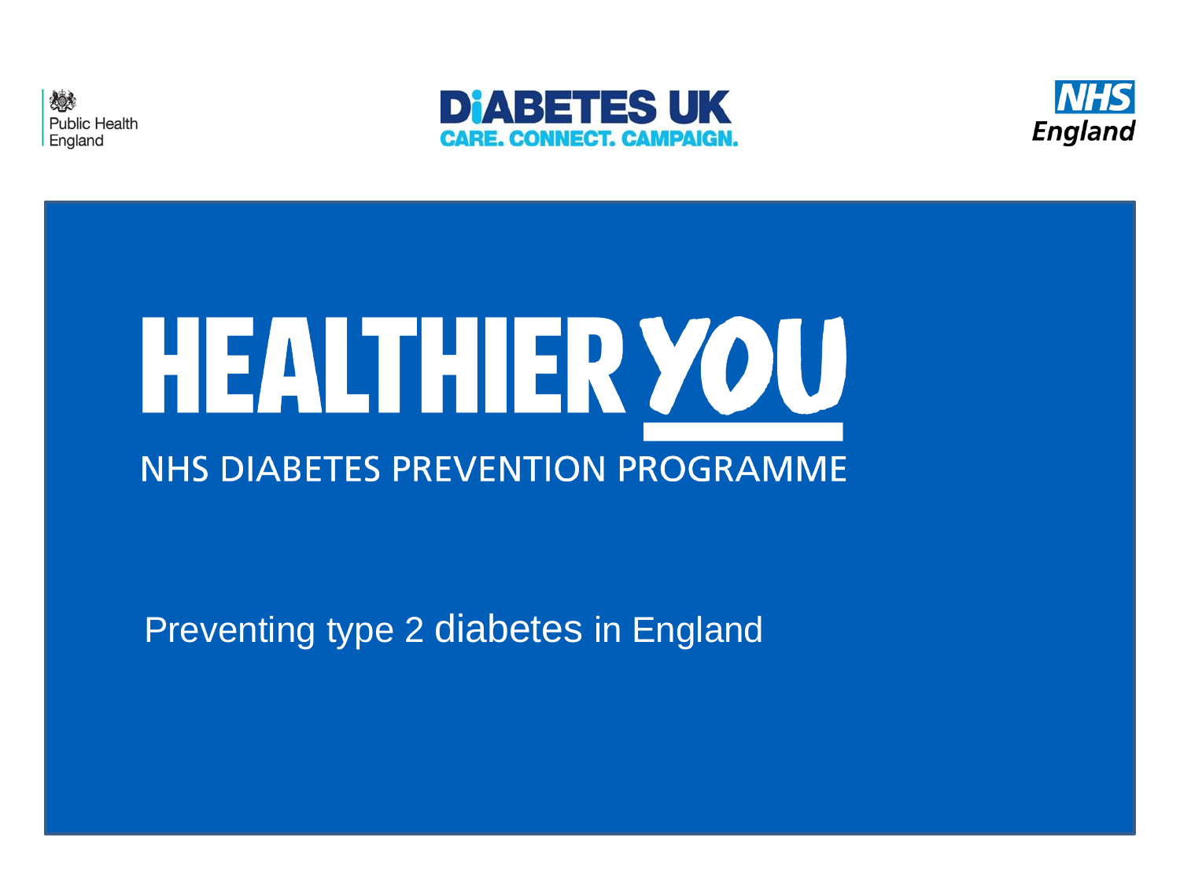Public Health England

DIABETES UK
CARE. CONNECT. CAMPAIGN.

NHS England

# HEALTHIER YOU

## NHS DIABETES PREVENTION PROGRAMME

Preventing type 2 diabetes in England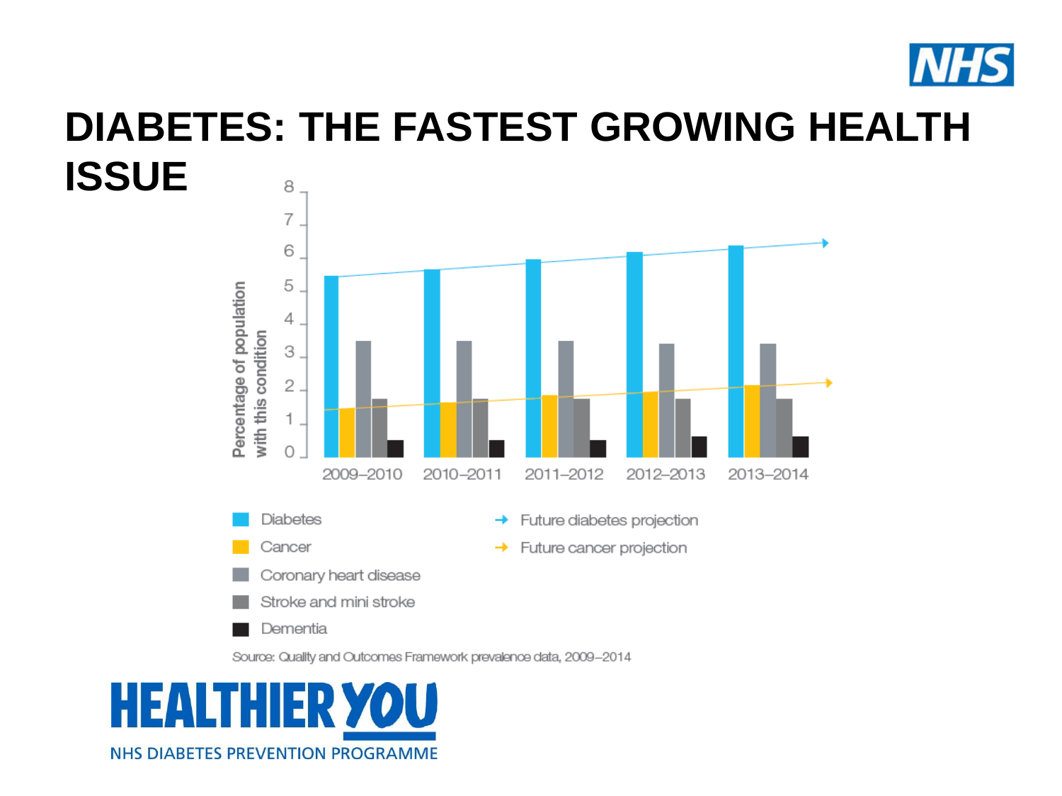# DIABETES: THE FASTEST GROWING HEALTH ISSUE

Percentage of population with this condition

8
7
6
5
4
3
2
1
0

2009–2010 2010–2011 2011–2012 2012–2013 2013–2014

Diabetes
Cancer
Coronary heart disease
Stroke and mini stroke
Dementia

Future diabetes projection
Future cancer projection

Source: Quality and Outcomes Framework prevalence data, 2009–2014

HEALTHIER YOU

NHS DIABETES PREVENTION PROGRAMME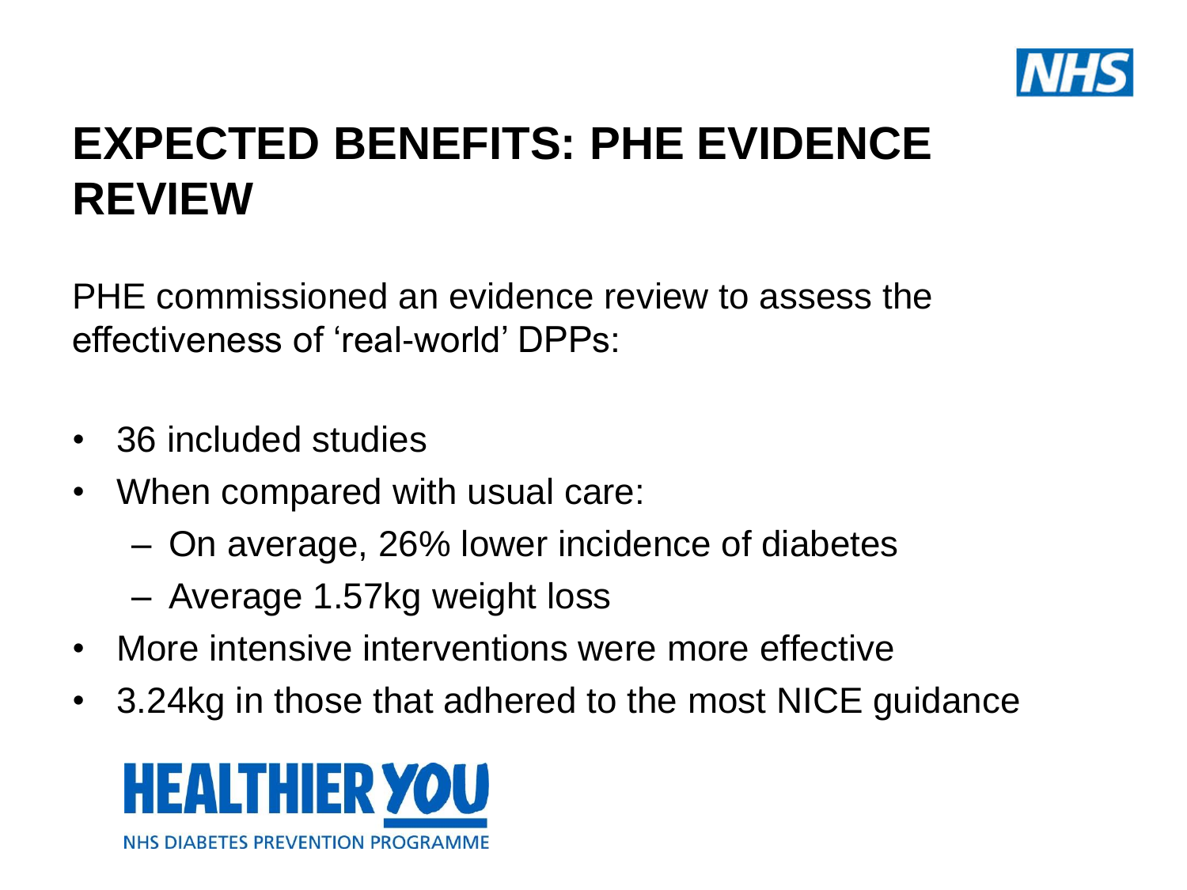# EXPECTED BENEFITS: PHE EVIDENCE REVIEW

PHE commissioned an evidence review to assess the effectiveness of 'real-world' DPPs:

- 36 included studies
- When compared with usual care:
  - On average, 26% lower incidence of diabetes
  - Average 1.57kg weight loss
- More intensive interventions were more effective
- 3.24kg in those that adhered to the most NICE guidance

HEALTHIER YOU

NHS DIABETES PREVENTION PROGRAMME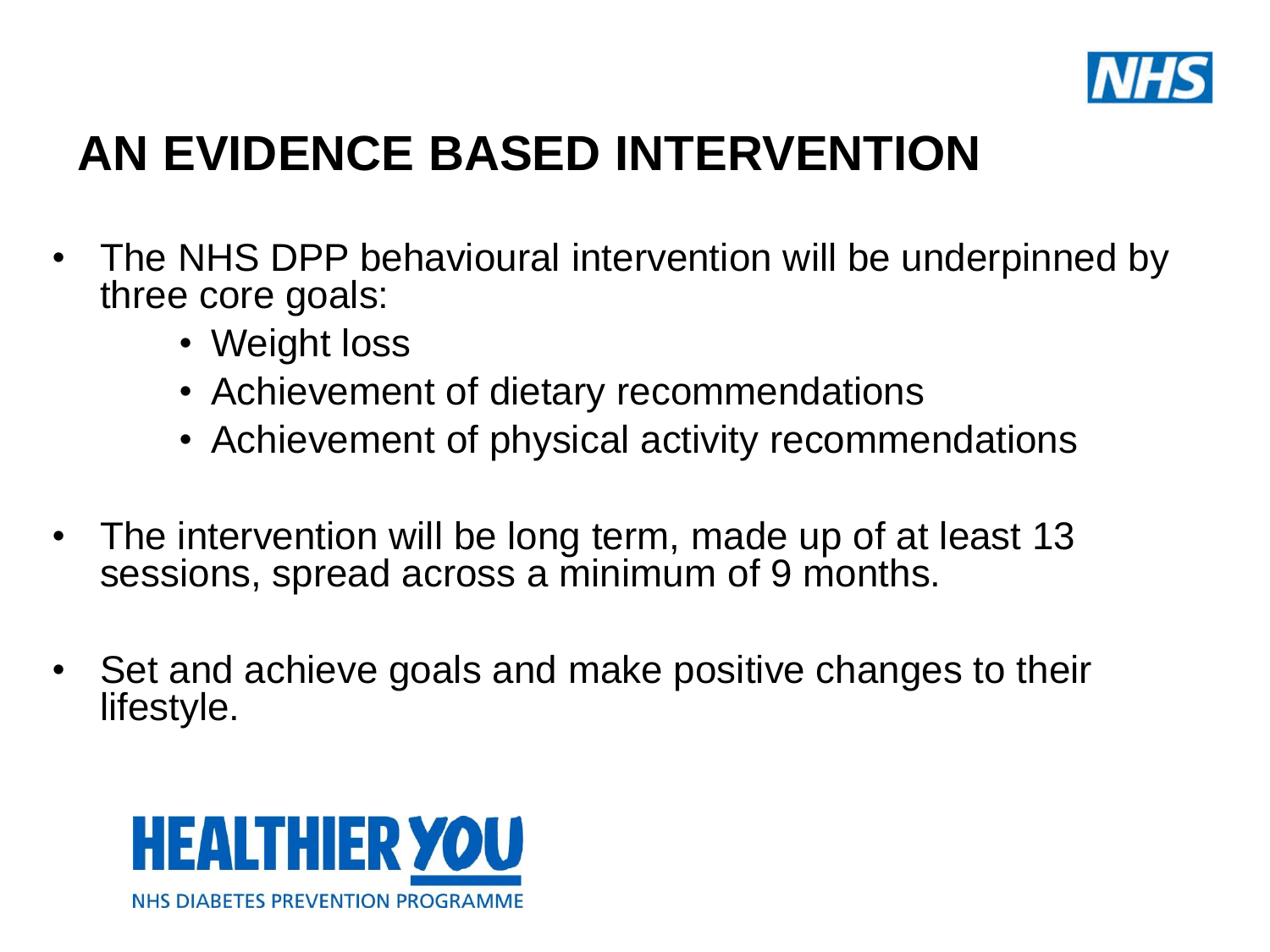# AN EVIDENCE BASED INTERVENTION

- The NHS DPP behavioural intervention will be underpinned by three core goals:
  - Weight loss
  - Achievement of dietary recommendations
  - Achievement of physical activity recommendations
- The intervention will be long term, made up of at least 13 sessions, spread across a minimum of 9 months.
- Set and achieve goals and make positive changes to their lifestyle.

HEALTHIER YOU

NHS DIABETES PREVENTION PROGRAMME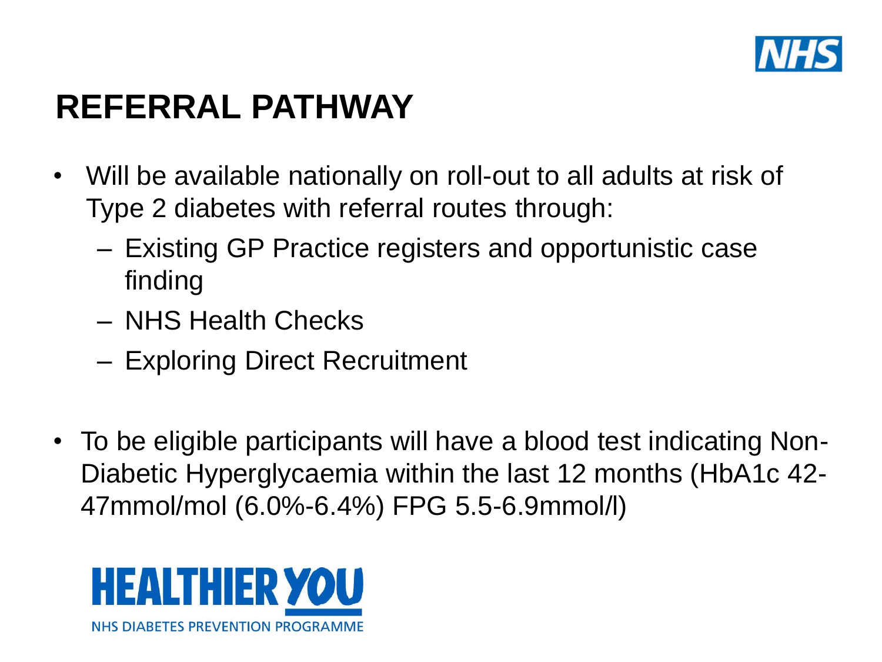# REFERRAL PATHWAY

- Will be available nationally on roll-out to all adults at risk of Type 2 diabetes with referral routes through:
  - Existing GP Practice registers and opportunistic case finding
  - NHS Health Checks
  - Exploring Direct Recruitment
- To be eligible participants will have a blood test indicating Non-Diabetic Hyperglycaemia within the last 12 months (HbA1c 42-47mmol/mol (6.0%-6.4%) FPG 5.5-6.9mmol/l)

HEALTHIER YOU

NHS DIABETES PREVENTION PROGRAMME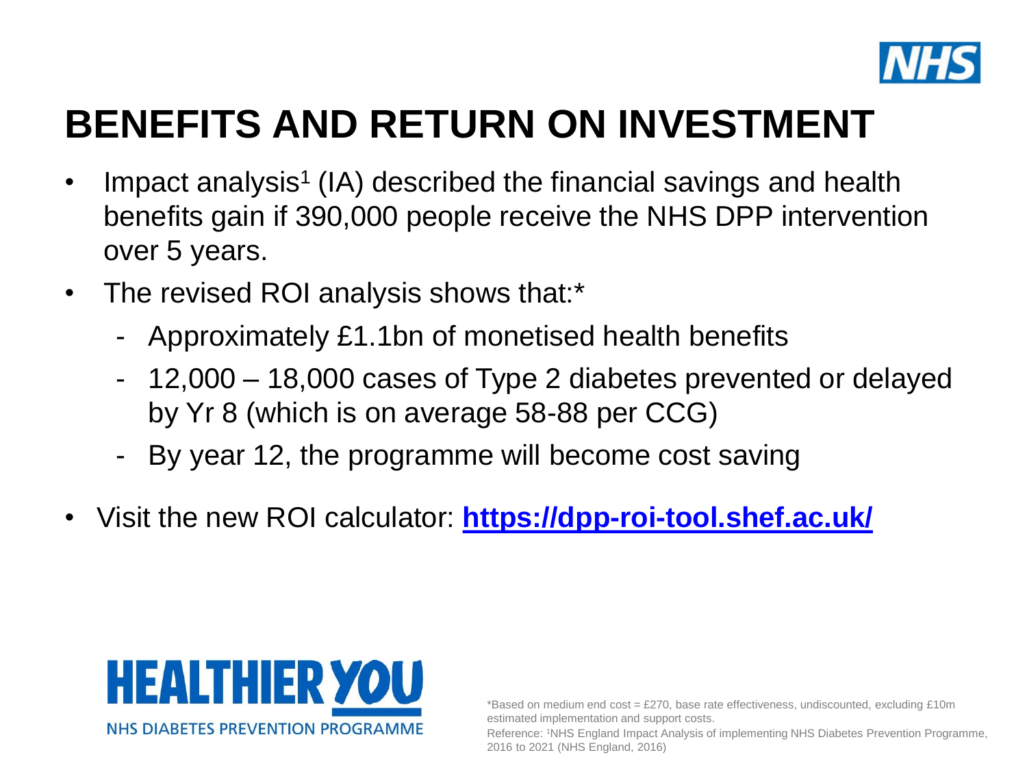# BENEFITS AND RETURN ON INVESTMENT

- Impact analysis[1] (IA) described the financial savings and health benefits gain if 390,000 people receive the NHS DPP intervention over 5 years.
- The revised ROI analysis shows that:*
  - Approximately £1.1bn of monetised health benefits
  - 12,000 – 18,000 cases of Type 2 diabetes prevented or delayed by Yr 8 (which is on average 58-88 per CCG)
  - By year 12, the programme will become cost saving
- Visit the new ROI calculator: **https://dpp-roi-tool.shef.ac.uk/**

HEALTHIER YOU

NHS DIABETES PREVENTION PROGRAMME

*Based on medium end cost = £270, base rate effectiveness, undiscounted, excluding £10m estimated implementation and support costs.

Reference: [1]NHS England Impact Analysis of implementing NHS Diabetes Prevention Programme, 2016 to 2021 (NHS England, 2016)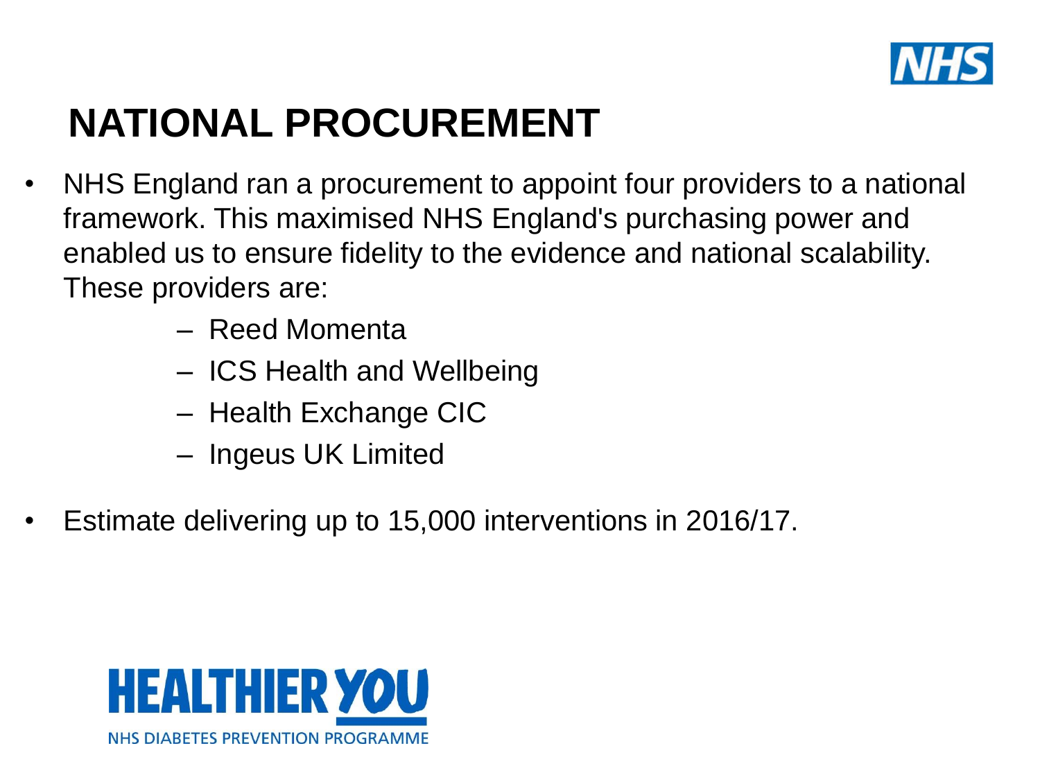# NATIONAL PROCUREMENT

- NHS England ran a procurement to appoint four providers to a national framework. This maximised NHS England's purchasing power and enabled us to ensure fidelity to the evidence and national scalability. These providers are:
  - Reed Momenta
  - ICS Health and Wellbeing
  - Health Exchange CIC
  - Ingeus UK Limited
- Estimate delivering up to 15,000 interventions in 2016/17.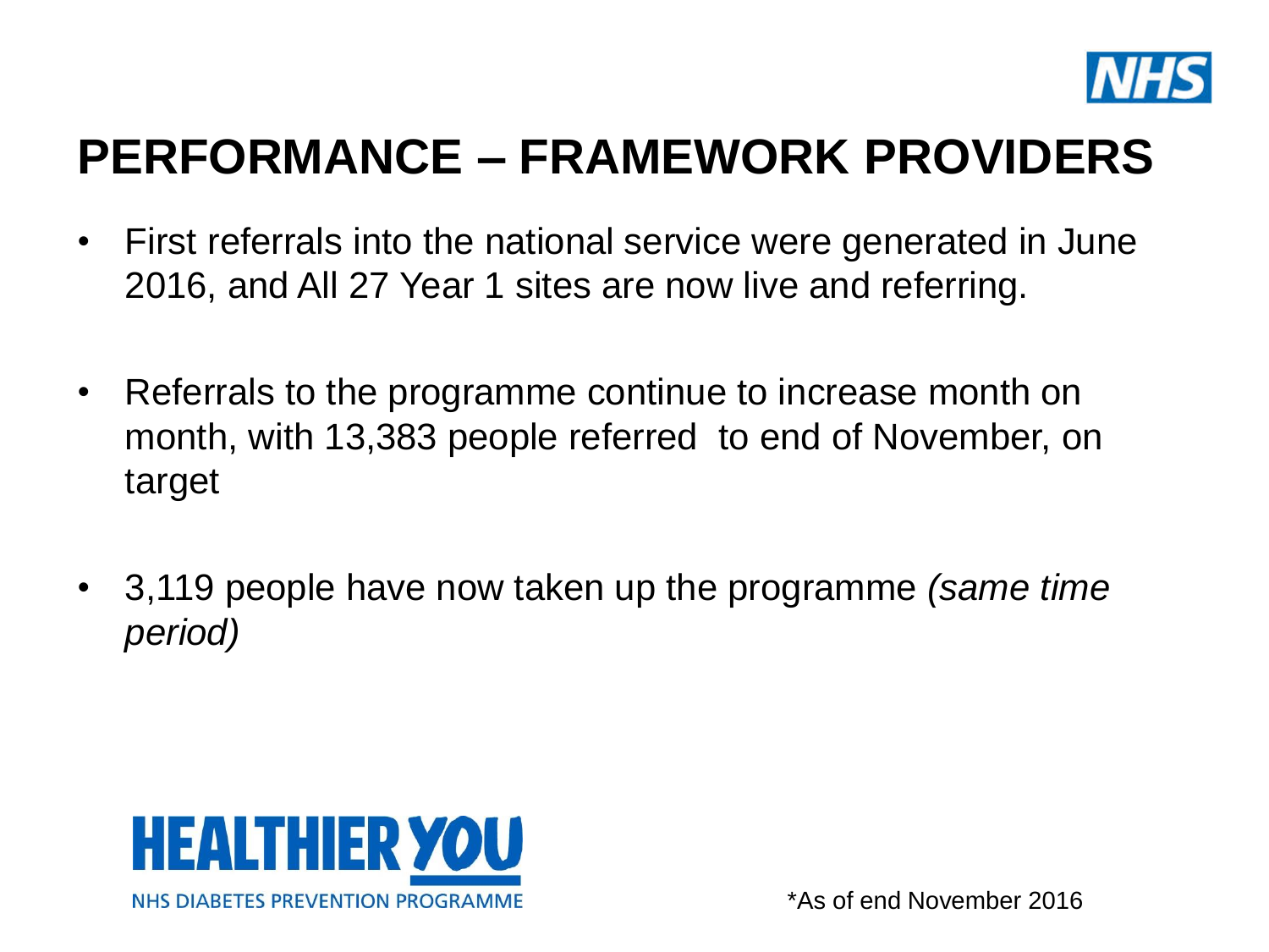# PERFORMANCE – FRAMEWORK PROVIDERS

- First referrals into the national service were generated in June 2016, and All 27 Year 1 sites are now live and referring.
- Referrals to the programme continue to increase month on month, with 13,383 people referred to end of November, on target
- 3,119 people have now taken up the programme *(same time period)*

HEALTHIER YOU

NHS DIABETES PREVENTION PROGRAMME

*As of end November 2016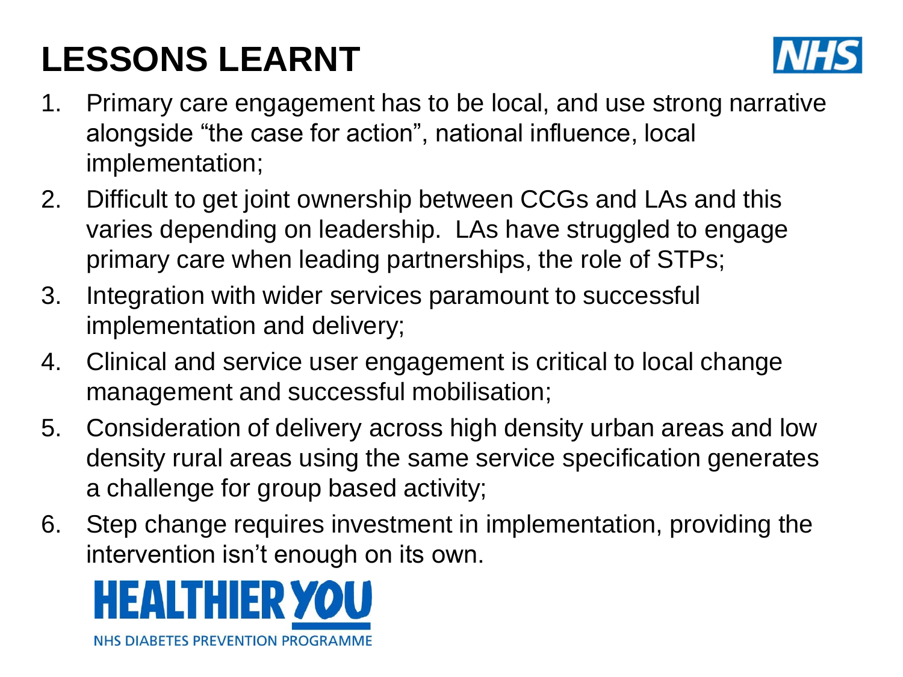# LESSONS LEARNT

1. Primary care engagement has to be local, and use strong narrative alongside "the case for action", national influence, local implementation;
2. Difficult to get joint ownership between CCGs and LAs and this varies depending on leadership. LAs have struggled to engage primary care when leading partnerships, the role of STPs;
3. Integration with wider services paramount to successful implementation and delivery;
4. Clinical and service user engagement is critical to local change management and successful mobilisation;
5. Consideration of delivery across high density urban areas and low density rural areas using the same service specification generates a challenge for group based activity;
6. Step change requires investment in implementation, providing the intervention isn't enough on its own.

HEALTHIER YOU

NHS DIABETES PREVENTION PROGRAMME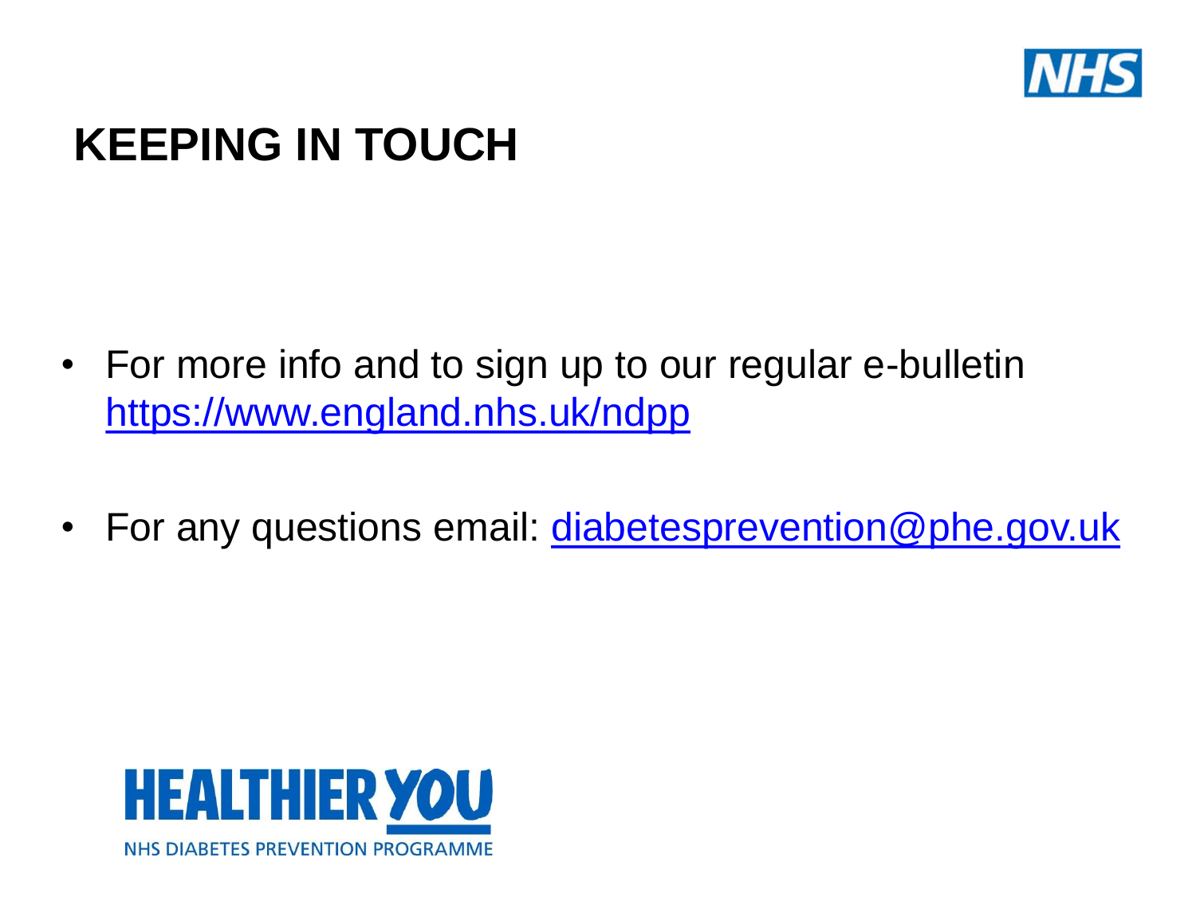# KEEPING IN TOUCH

- For more info and to sign up to our regular e-bulletin https://www.england.nhs.uk/ndpp
- For any questions email: diabetesprevention@phe.gov.uk

HEALTHIER YOU

NHS DIABETES PREVENTION PROGRAMME